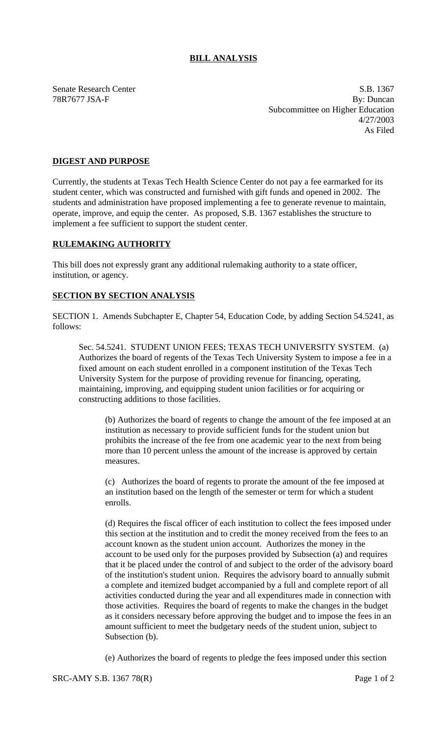# BILL ANALYSIS

Senate Research Center
78R7677 JSA-F

S.B. 1367
By: Duncan
Subcommittee on Higher Education
4/27/2003
As Filed

## DIGEST AND PURPOSE

Currently, the students at Texas Tech Health Science Center do not pay a fee earmarked for its student center, which was constructed and furnished with gift funds and opened in 2002. The students and administration have proposed implementing a fee to generate revenue to maintain, operate, improve, and equip the center. As proposed, S.B. 1367 establishes the structure to implement a fee sufficient to support the student center.

## RULEMAKING AUTHORITY

This bill does not expressly grant any additional rulemaking authority to a state officer, institution, or agency.

## SECTION BY SECTION ANALYSIS

SECTION 1. Amends Subchapter E, Chapter 54, Education Code, by adding Section 54.5241, as follows:

Sec. 54.5241. STUDENT UNION FEES; TEXAS TECH UNIVERSITY SYSTEM. (a) Authorizes the board of regents of the Texas Tech University System to impose a fee in a fixed amount on each student enrolled in a component institution of the Texas Tech University System for the purpose of providing revenue for financing, operating, maintaining, improving, and equipping student union facilities or for acquiring or constructing additions to those facilities.

(b) Authorizes the board of regents to change the amount of the fee imposed at an institution as necessary to provide sufficient funds for the student union but prohibits the increase of the fee from one academic year to the next from being more than 10 percent unless the amount of the increase is approved by certain measures.

(c) Authorizes the board of regents to prorate the amount of the fee imposed at an institution based on the length of the semester or term for which a student enrolls.

(d) Requires the fiscal officer of each institution to collect the fees imposed under this section at the institution and to credit the money received from the fees to an account known as the student union account. Authorizes the money in the account to be used only for the purposes provided by Subsection (a) and requires that it be placed under the control of and subject to the order of the advisory board of the institution's student union. Requires the advisory board to annually submit a complete and itemized budget accompanied by a full and complete report of all activities conducted during the year and all expenditures made in connection with those activities. Requires the board of regents to make the changes in the budget as it considers necessary before approving the budget and to impose the fees in an amount sufficient to meet the budgetary needs of the student union, subject to Subsection (b).

(e) Authorizes the board of regents to pledge the fees imposed under this section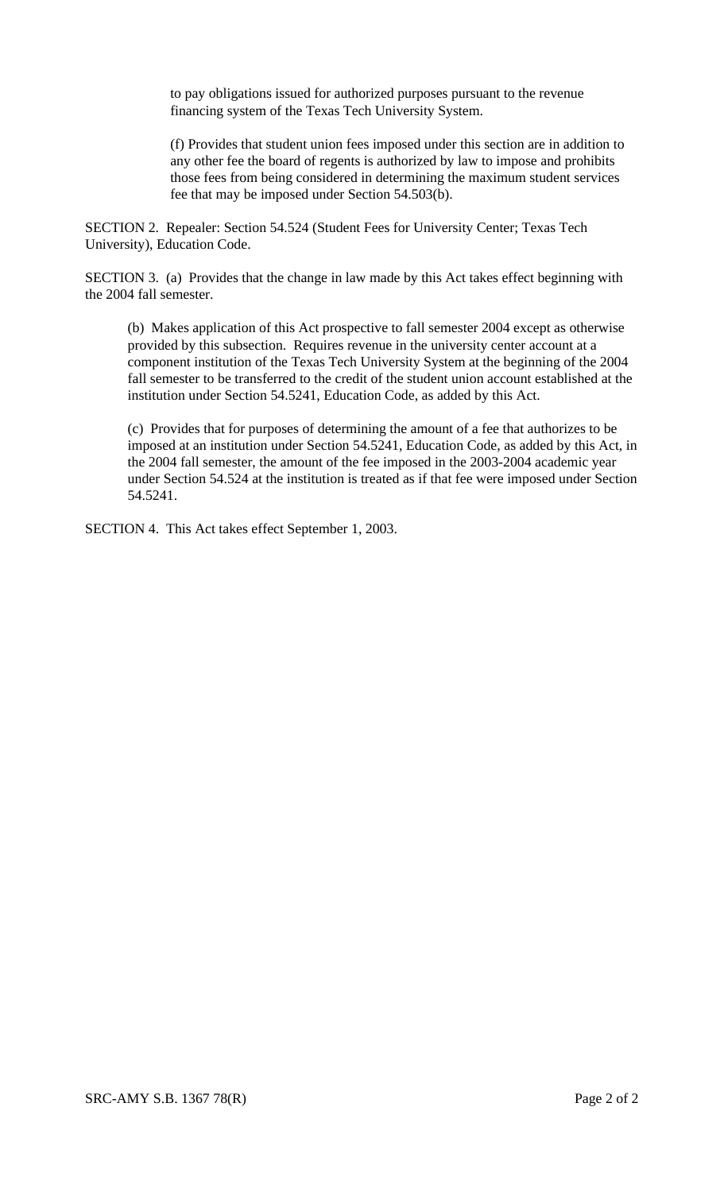to pay obligations issued for authorized purposes pursuant to the revenue financing system of the Texas Tech University System.

(f) Provides that student union fees imposed under this section are in addition to any other fee the board of regents is authorized by law to impose and prohibits those fees from being considered in determining the maximum student services fee that may be imposed under Section 54.503(b).

SECTION 2. Repealer: Section 54.524 (Student Fees for University Center; Texas Tech University), Education Code.

SECTION 3. (a) Provides that the change in law made by this Act takes effect beginning with the 2004 fall semester.

(b) Makes application of this Act prospective to fall semester 2004 except as otherwise provided by this subsection. Requires revenue in the university center account at a component institution of the Texas Tech University System at the beginning of the 2004 fall semester to be transferred to the credit of the student union account established at the institution under Section 54.5241, Education Code, as added by this Act.

(c) Provides that for purposes of determining the amount of a fee that authorizes to be imposed at an institution under Section 54.5241, Education Code, as added by this Act, in the 2004 fall semester, the amount of the fee imposed in the 2003-2004 academic year under Section 54.524 at the institution is treated as if that fee were imposed under Section 54.5241.

SECTION 4. This Act takes effect September 1, 2003.

SRC-AMY S.B. 1367 78(R)